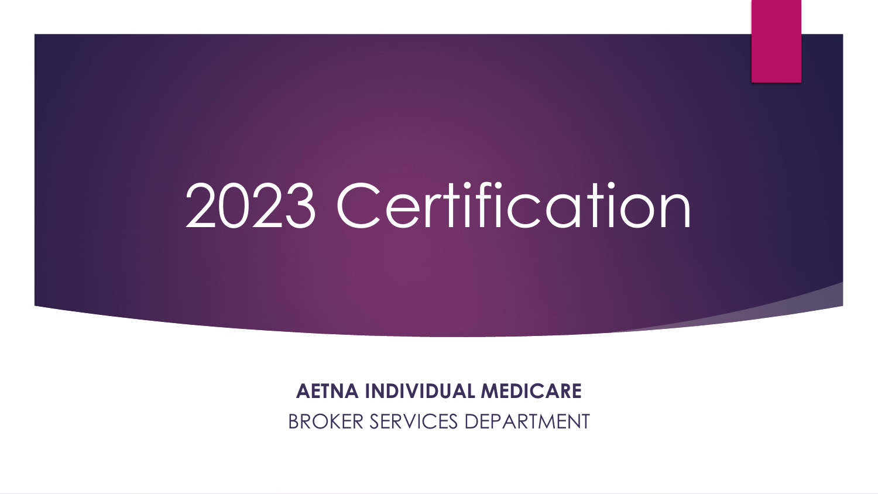# 2023 Certification

**AETNA INDIVIDUAL MEDICARE**

BROKER SERVICES DEPARTMENT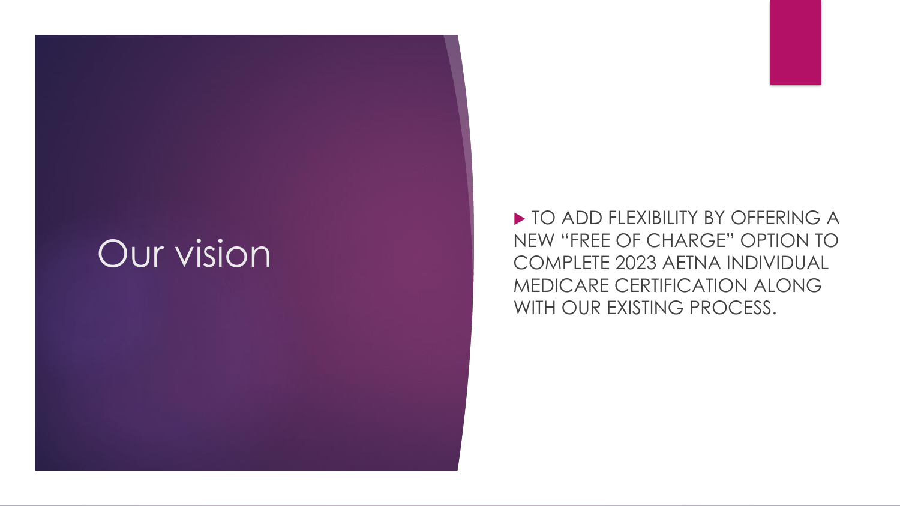# Our vision

- TO ADD FLEXIBILITY BY OFFERING A NEW "FREE OF CHARGE" OPTION TO COMPLETE 2023 AETNA INDIVIDUAL MEDICARE CERTIFICATION ALONG WITH OUR EXISTING PROCESS.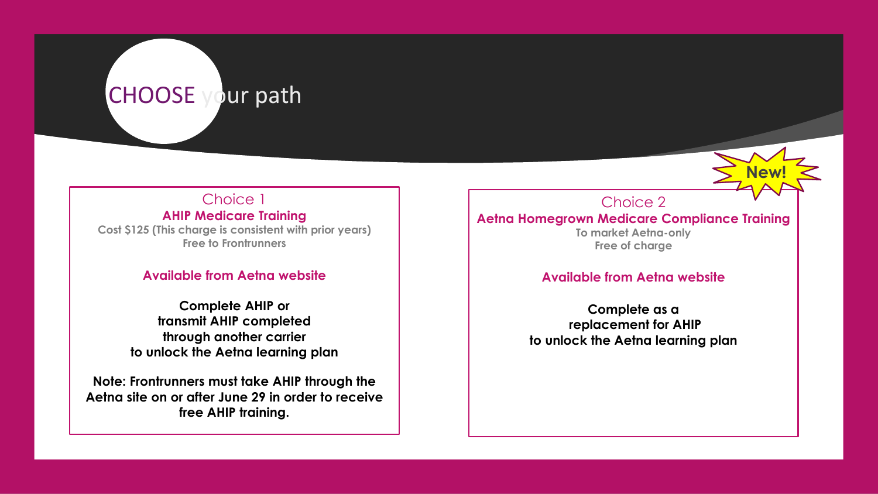# CHOOSE your path

## Choice 1

### AHIP Medicare Training

Cost $125 (This charge is consistent with prior years)
Free to Frontrunners

**Available from Aetna website**

**Complete AHIP or transmit AHIP completed through another carrier to unlock the Aetna learning plan**

**Note: Frontrunners must take AHIP through the Aetna site on or after June 29 in order to receive free AHIP training.**

## Choice 2

**New!**

### Aetna Homegrown Medicare Compliance Training

To market Aetna-only
Free of charge

**Available from Aetna website**

**Complete as a replacement for AHIP to unlock the Aetna learning plan**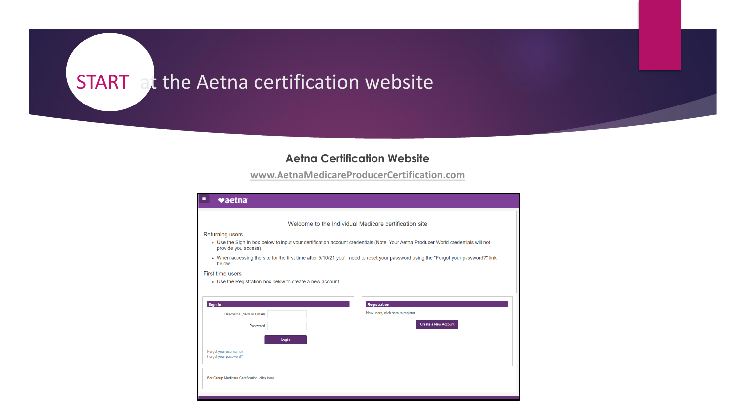# START at the Aetna certification website

**Aetna Certification Website**

www.AetnaMedicareProducerCertification.com

aetna

Welcome to the Individual Medicare certification site

Returning users

- Use the Sign In box below to input your certification account credentials (Note: Your Aetna Producer World credentials will not provide you access)
- When accessing the site for the first time after 5/10/21 you'll need to reset your password using the "Forgot your password?" link below

First time users

- Use the Registration box below to create a new account

**Sign In**

Username (NPN or Email)

Password

Login

Forgot your username?

Forgot your password?

**Registration**

New users, click here to register.

Create a New Account

For Group Medicare Certification, click here.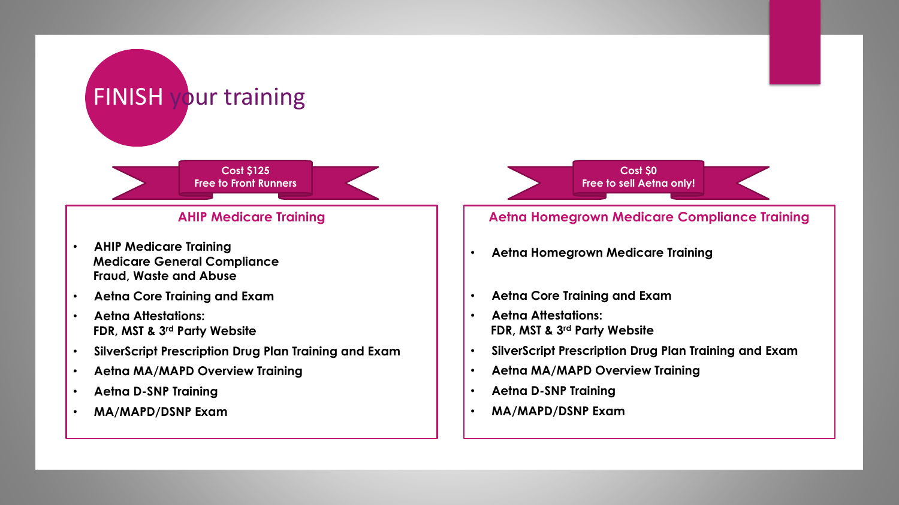# FINISH your training

**Cost $125**
**Free to Front Runners**

## AHIP Medicare Training

- **AHIP Medicare Training**
  **Medicare General Compliance**
  **Fraud, Waste and Abuse**
- **Aetna Core Training and Exam**
- **Aetna Attestations:**
  **FDR, MST & 3rd Party Website**
- **SilverScript Prescription Drug Plan Training and Exam**
- **Aetna MA/MAPD Overview Training**
- **Aetna D-SNP Training**
- **MA/MAPD/DSNP Exam**

**Cost $0**
**Free to sell Aetna only!**

## Aetna Homegrown Medicare Compliance Training

- **Aetna Homegrown Medicare Training**
- **Aetna Core Training and Exam**
- **Aetna Attestations:**
  **FDR, MST & 3rd Party Website**
- **SilverScript Prescription Drug Plan Training and Exam**
- **Aetna MA/MAPD Overview Training**
- **Aetna D-SNP Training**
- **MA/MAPD/DSNP Exam**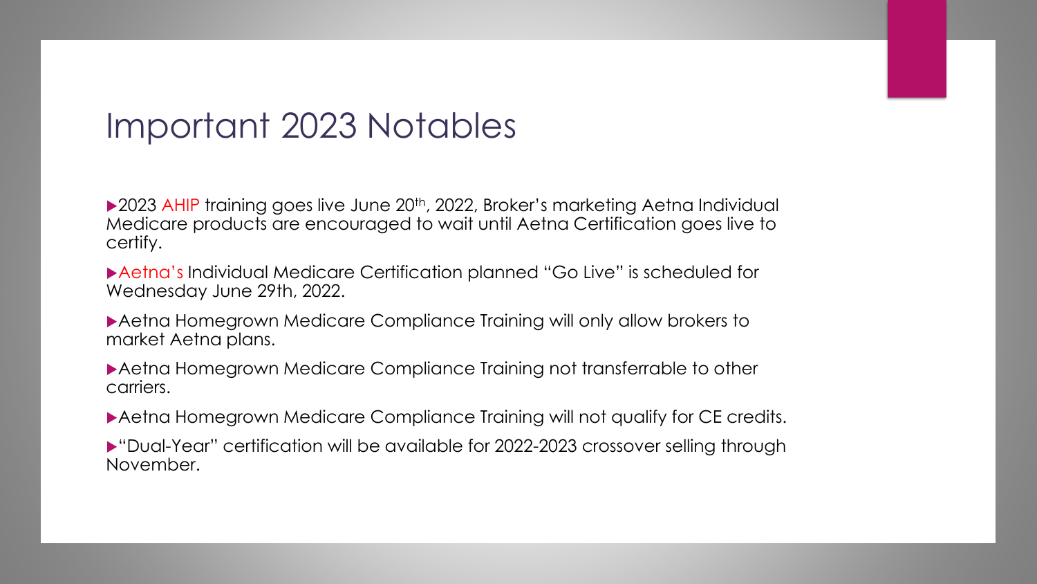# Important 2023 Notables

- 2023 AHIP training goes live June 20th, 2022, Broker's marketing Aetna Individual Medicare products are encouraged to wait until Aetna Certification goes live to certify.
- Aetna's Individual Medicare Certification planned "Go Live" is scheduled for Wednesday June 29th, 2022.
- Aetna Homegrown Medicare Compliance Training will only allow brokers to market Aetna plans.
- Aetna Homegrown Medicare Compliance Training not transferrable to other carriers.
- Aetna Homegrown Medicare Compliance Training will not qualify for CE credits.
- "Dual-Year" certification will be available for 2022-2023 crossover selling through November.